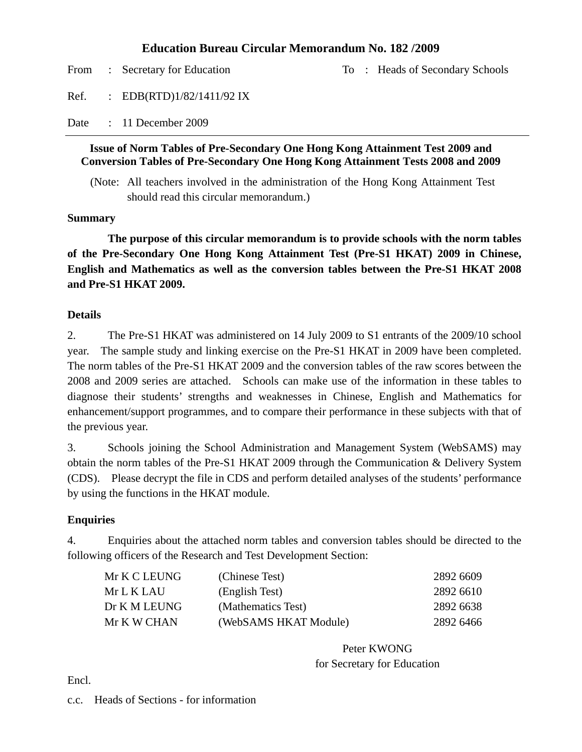# Education Bureau Circular Memorandum No. 182 /2009

| | | | |
|---|---|---|---|
| From | : Secretary for Education | To | : Heads of Secondary Schools |
| Ref. | : EDB(RTD)1/82/1411/92 IX | | |
| Date | : 11 December 2009 | | |

---

**Issue of Norm Tables of Pre-Secondary One Hong Kong Attainment Test 2009 and Conversion Tables of Pre-Secondary One Hong Kong Attainment Tests 2008 and 2009**

(Note: All teachers involved in the administration of the Hong Kong Attainment Test should read this circular memorandum.)

**Summary**

**The purpose of this circular memorandum is to provide schools with the norm tables of the Pre-Secondary One Hong Kong Attainment Test (Pre-S1 HKAT) 2009 in Chinese, English and Mathematics as well as the conversion tables between the Pre-S1 HKAT 2008 and Pre-S1 HKAT 2009.**

**Details**

2. The Pre-S1 HKAT was administered on 14 July 2009 to S1 entrants of the 2009/10 school year. The sample study and linking exercise on the Pre-S1 HKAT in 2009 have been completed. The norm tables of the Pre-S1 HKAT 2009 and the conversion tables of the raw scores between the 2008 and 2009 series are attached. Schools can make use of the information in these tables to diagnose their students' strengths and weaknesses in Chinese, English and Mathematics for enhancement/support programmes, and to compare their performance in these subjects with that of the previous year.

3. Schools joining the School Administration and Management System (WebSAMS) may obtain the norm tables of the Pre-S1 HKAT 2009 through the Communication & Delivery System (CDS). Please decrypt the file in CDS and perform detailed analyses of the students' performance by using the functions in the HKAT module.

**Enquiries**

4. Enquiries about the attached norm tables and conversion tables should be directed to the following officers of the Research and Test Development Section:

| | | |
|---|---|---|
| Mr K C LEUNG | (Chinese Test) | 2892 6609 |
| Mr L K LAU | (English Test) | 2892 6610 |
| Dr K M LEUNG | (Mathematics Test) | 2892 6638 |
| Mr K W CHAN | (WebSAMS HKAT Module) | 2892 6466 |

Peter KWONG
for Secretary for Education

Encl.

c.c. Heads of Sections - for information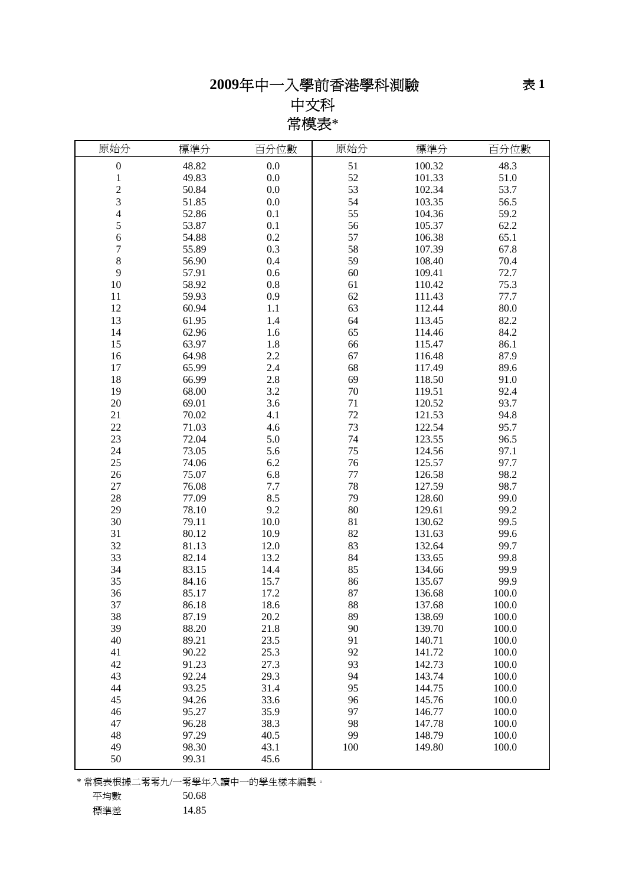# 2009年中一入學前香港學科測驗

表 1

## 中文科

## 常模表*

| 原始分 | 標準分 | 百分位數 | 原始分 | 標準分 | 百分位數 |
|---|---|---|---|---|---|
| 0 | 48.82 | 0.0 | 51 | 100.32 | 48.3 |
| 1 | 49.83 | 0.0 | 52 | 101.33 | 51.0 |
| 2 | 50.84 | 0.0 | 53 | 102.34 | 53.7 |
| 3 | 51.85 | 0.0 | 54 | 103.35 | 56.5 |
| 4 | 52.86 | 0.1 | 55 | 104.36 | 59.2 |
| 5 | 53.87 | 0.1 | 56 | 105.37 | 62.2 |
| 6 | 54.88 | 0.2 | 57 | 106.38 | 65.1 |
| 7 | 55.89 | 0.3 | 58 | 107.39 | 67.8 |
| 8 | 56.90 | 0.4 | 59 | 108.40 | 70.4 |
| 9 | 57.91 | 0.6 | 60 | 109.41 | 72.7 |
| 10 | 58.92 | 0.8 | 61 | 110.42 | 75.3 |
| 11 | 59.93 | 0.9 | 62 | 111.43 | 77.7 |
| 12 | 60.94 | 1.1 | 63 | 112.44 | 80.0 |
| 13 | 61.95 | 1.4 | 64 | 113.45 | 82.2 |
| 14 | 62.96 | 1.6 | 65 | 114.46 | 84.2 |
| 15 | 63.97 | 1.8 | 66 | 115.47 | 86.1 |
| 16 | 64.98 | 2.2 | 67 | 116.48 | 87.9 |
| 17 | 65.99 | 2.4 | 68 | 117.49 | 89.6 |
| 18 | 66.99 | 2.8 | 69 | 118.50 | 91.0 |
| 19 | 68.00 | 3.2 | 70 | 119.51 | 92.4 |
| 20 | 69.01 | 3.6 | 71 | 120.52 | 93.7 |
| 21 | 70.02 | 4.1 | 72 | 121.53 | 94.8 |
| 22 | 71.03 | 4.6 | 73 | 122.54 | 95.7 |
| 23 | 72.04 | 5.0 | 74 | 123.55 | 96.5 |
| 24 | 73.05 | 5.6 | 75 | 124.56 | 97.1 |
| 25 | 74.06 | 6.2 | 76 | 125.57 | 97.7 |
| 26 | 75.07 | 6.8 | 77 | 126.58 | 98.2 |
| 27 | 76.08 | 7.7 | 78 | 127.59 | 98.7 |
| 28 | 77.09 | 8.5 | 79 | 128.60 | 99.0 |
| 29 | 78.10 | 9.2 | 80 | 129.61 | 99.2 |
| 30 | 79.11 | 10.0 | 81 | 130.62 | 99.5 |
| 31 | 80.12 | 10.9 | 82 | 131.63 | 99.6 |
| 32 | 81.13 | 12.0 | 83 | 132.64 | 99.7 |
| 33 | 82.14 | 13.2 | 84 | 133.65 | 99.8 |
| 34 | 83.15 | 14.4 | 85 | 134.66 | 99.9 |
| 35 | 84.16 | 15.7 | 86 | 135.67 | 99.9 |
| 36 | 85.17 | 17.2 | 87 | 136.68 | 100.0 |
| 37 | 86.18 | 18.6 | 88 | 137.68 | 100.0 |
| 38 | 87.19 | 20.2 | 89 | 138.69 | 100.0 |
| 39 | 88.20 | 21.8 | 90 | 139.70 | 100.0 |
| 40 | 89.21 | 23.5 | 91 | 140.71 | 100.0 |
| 41 | 90.22 | 25.3 | 92 | 141.72 | 100.0 |
| 42 | 91.23 | 27.3 | 93 | 142.73 | 100.0 |
| 43 | 92.24 | 29.3 | 94 | 143.74 | 100.0 |
| 44 | 93.25 | 31.4 | 95 | 144.75 | 100.0 |
| 45 | 94.26 | 33.6 | 96 | 145.76 | 100.0 |
| 46 | 95.27 | 35.9 | 97 | 146.77 | 100.0 |
| 47 | 96.28 | 38.3 | 98 | 147.78 | 100.0 |
| 48 | 97.29 | 40.5 | 99 | 148.79 | 100.0 |
| 49 | 98.30 | 43.1 | 100 | 149.80 | 100.0 |
| 50 | 99.31 | 45.6 | | | |

* 常模表根據二零零九/一零學年入讀中一的學生樣本編製。

平均數 50.68

標準差 14.85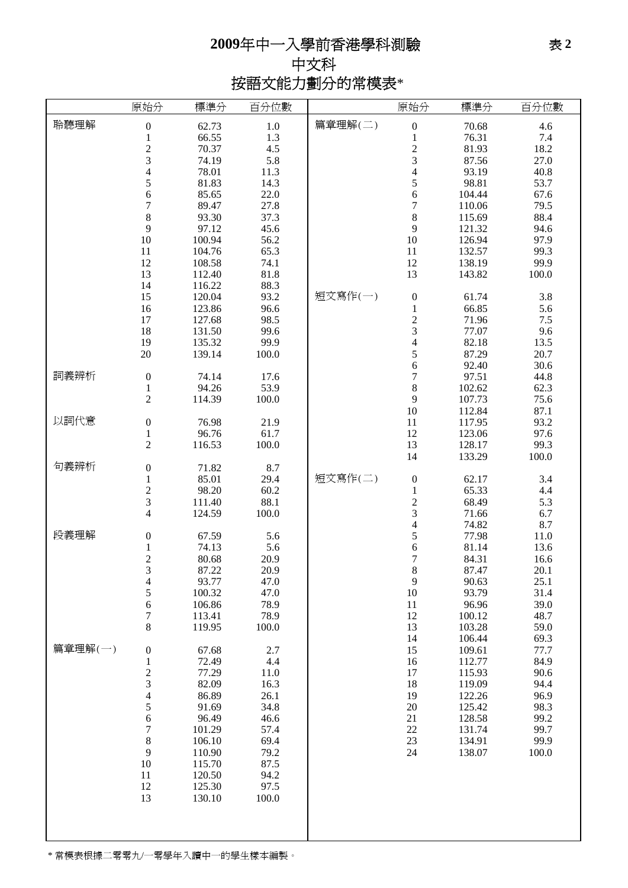# 2009年中一入學前香港學科測驗

表 2

## 中文科

## 按語文能力劃分的常模表*

| | 原始分 | 標準分 | 百分位數 | | 原始分 | 標準分 | 百分位數 |
|---|---|---|---|---|---|---|---|
| 聆聽理解 | 0 | 62.73 | 1.0 | 篇章理解(二) | 0 | 70.68 | 4.6 |
| | 1 | 66.55 | 1.3 | | 1 | 76.31 | 7.4 |
| | 2 | 70.37 | 4.5 | | 2 | 81.93 | 18.2 |
| | 3 | 74.19 | 5.8 | | 3 | 87.56 | 27.0 |
| | 4 | 78.01 | 11.3 | | 4 | 93.19 | 40.8 |
| | 5 | 81.83 | 14.3 | | 5 | 98.81 | 53.7 |
| | 6 | 85.65 | 22.0 | | 6 | 104.44 | 67.6 |
| | 7 | 89.47 | 27.8 | | 7 | 110.06 | 79.5 |
| | 8 | 93.30 | 37.3 | | 8 | 115.69 | 88.4 |
| | 9 | 97.12 | 45.6 | | 9 | 121.32 | 94.6 |
| | 10 | 100.94 | 56.2 | | 10 | 126.94 | 97.9 |
| | 11 | 104.76 | 65.3 | | 11 | 132.57 | 99.3 |
| | 12 | 108.58 | 74.1 | | 12 | 138.19 | 99.9 |
| | 13 | 112.40 | 81.8 | | 13 | 143.82 | 100.0 |
| | 14 | 116.22 | 88.3 | | | | |
| | 15 | 120.04 | 93.2 | 短文寫作(一) | 0 | 61.74 | 3.8 |
| | 16 | 123.86 | 96.6 | | 1 | 66.85 | 5.6 |
| | 17 | 127.68 | 98.5 | | 2 | 71.96 | 7.5 |
| | 18 | 131.50 | 99.6 | | 3 | 77.07 | 9.6 |
| | 19 | 135.32 | 99.9 | | 4 | 82.18 | 13.5 |
| | 20 | 139.14 | 100.0 | | 5 | 87.29 | 20.7 |
| | | | | | 6 | 92.40 | 30.6 |
| 詞義辨析 | 0 | 74.14 | 17.6 | | 7 | 97.51 | 44.8 |
| | 1 | 94.26 | 53.9 | | 8 | 102.62 | 62.3 |
| | 2 | 114.39 | 100.0 | | 9 | 107.73 | 75.6 |
| | | | | | 10 | 112.84 | 87.1 |
| 以詞代意 | 0 | 76.98 | 21.9 | | 11 | 117.95 | 93.2 |
| | 1 | 96.76 | 61.7 | | 12 | 123.06 | 97.6 |
| | 2 | 116.53 | 100.0 | | 13 | 128.17 | 99.3 |
| | | | | | 14 | 133.29 | 100.0 |
| 句義辨析 | 0 | 71.82 | 8.7 | | | | |
| | 1 | 85.01 | 29.4 | 短文寫作(二) | 0 | 62.17 | 3.4 |
| | 2 | 98.20 | 60.2 | | 1 | 65.33 | 4.4 |
| | 3 | 111.40 | 88.1 | | 2 | 68.49 | 5.3 |
| | 4 | 124.59 | 100.0 | | 3 | 71.66 | 6.7 |
| | | | | | 4 | 74.82 | 8.7 |
| 段義理解 | 0 | 67.59 | 5.6 | | 5 | 77.98 | 11.0 |
| | 1 | 74.13 | 5.6 | | 6 | 81.14 | 13.6 |
| | 2 | 80.68 | 20.9 | | 7 | 84.31 | 16.6 |
| | 3 | 87.22 | 20.9 | | 8 | 87.47 | 20.1 |
| | 4 | 93.77 | 47.0 | | 9 | 90.63 | 25.1 |
| | 5 | 100.32 | 47.0 | | 10 | 93.79 | 31.4 |
| | 6 | 106.86 | 78.9 | | 11 | 96.96 | 39.0 |
| | 7 | 113.41 | 78.9 | | 12 | 100.12 | 48.7 |
| | 8 | 119.95 | 100.0 | | 13 | 103.28 | 59.0 |
| | | | | | 14 | 106.44 | 69.3 |
| 篇章理解(一) | 0 | 67.68 | 2.7 | | 15 | 109.61 | 77.7 |
| | 1 | 72.49 | 4.4 | | 16 | 112.77 | 84.9 |
| | 2 | 77.29 | 11.0 | | 17 | 115.93 | 90.6 |
| | 3 | 82.09 | 16.3 | | 18 | 119.09 | 94.4 |
| | 4 | 86.89 | 26.1 | | 19 | 122.26 | 96.9 |
| | 5 | 91.69 | 34.8 | | 20 | 125.42 | 98.3 |
| | 6 | 96.49 | 46.6 | | 21 | 128.58 | 99.2 |
| | 7 | 101.29 | 57.4 | | 22 | 131.74 | 99.7 |
| | 8 | 106.10 | 69.4 | | 23 | 134.91 | 99.9 |
| | 9 | 110.90 | 79.2 | | 24 | 138.07 | 100.0 |
| | 10 | 115.70 | 87.5 | | | | |
| | 11 | 120.50 | 94.2 | | | | |
| | 12 | 125.30 | 97.5 | | | | |
| | 13 | 130.10 | 100.0 | | | | |

* 常模表根據二零零九/一零學年入讀中一的學生樣本編製。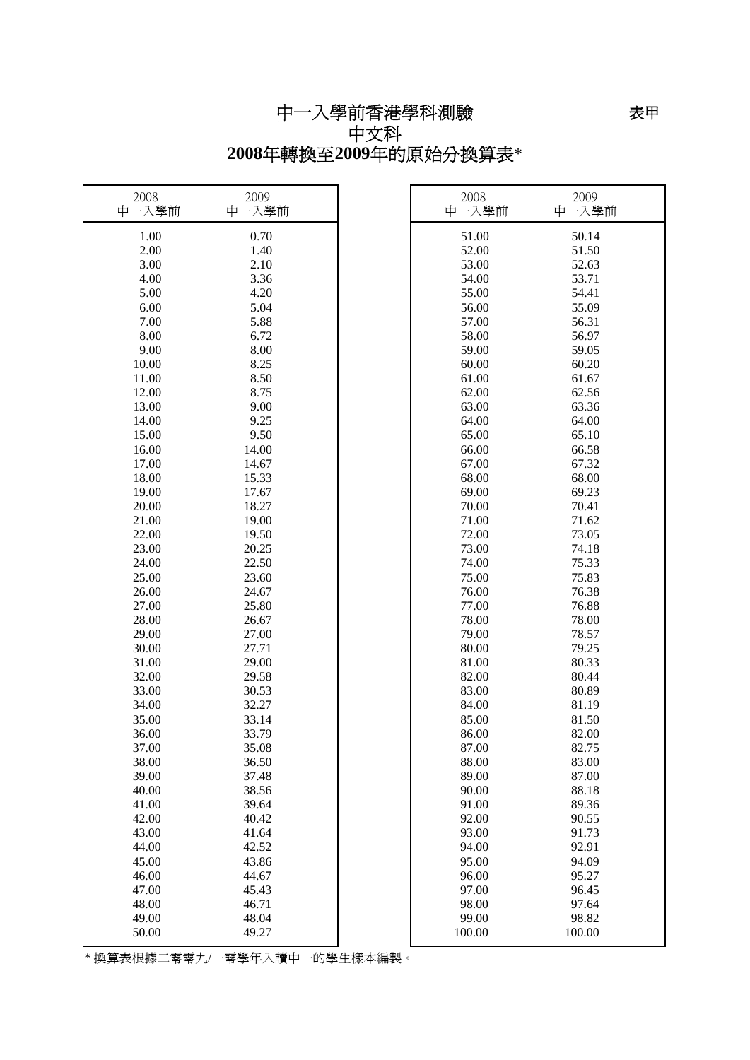# 中一入學前香港學科測驗

表甲

## 中文科

## 2008年轉換至2009年的原始分換算表*

| 2008 中一入學前 | 2009 中一入學前 | 2008 中一入學前 | 2009 中一入學前 |
|---|---|---|---|
| 1.00 | 0.70 | 51.00 | 50.14 |
| 2.00 | 1.40 | 52.00 | 51.50 |
| 3.00 | 2.10 | 53.00 | 52.63 |
| 4.00 | 3.36 | 54.00 | 53.71 |
| 5.00 | 4.20 | 55.00 | 54.41 |
| 6.00 | 5.04 | 56.00 | 55.09 |
| 7.00 | 5.88 | 57.00 | 56.31 |
| 8.00 | 6.72 | 58.00 | 56.97 |
| 9.00 | 8.00 | 59.00 | 59.05 |
| 10.00 | 8.25 | 60.00 | 60.20 |
| 11.00 | 8.50 | 61.00 | 61.67 |
| 12.00 | 8.75 | 62.00 | 62.56 |
| 13.00 | 9.00 | 63.00 | 63.36 |
| 14.00 | 9.25 | 64.00 | 64.00 |
| 15.00 | 9.50 | 65.00 | 65.10 |
| 16.00 | 14.00 | 66.00 | 66.58 |
| 17.00 | 14.67 | 67.00 | 67.32 |
| 18.00 | 15.33 | 68.00 | 68.00 |
| 19.00 | 17.67 | 69.00 | 69.23 |
| 20.00 | 18.27 | 70.00 | 70.41 |
| 21.00 | 19.00 | 71.00 | 71.62 |
| 22.00 | 19.50 | 72.00 | 73.05 |
| 23.00 | 20.25 | 73.00 | 74.18 |
| 24.00 | 22.50 | 74.00 | 75.33 |
| 25.00 | 23.60 | 75.00 | 75.83 |
| 26.00 | 24.67 | 76.00 | 76.38 |
| 27.00 | 25.80 | 77.00 | 76.88 |
| 28.00 | 26.67 | 78.00 | 78.00 |
| 29.00 | 27.00 | 79.00 | 78.57 |
| 30.00 | 27.71 | 80.00 | 79.25 |
| 31.00 | 29.00 | 81.00 | 80.33 |
| 32.00 | 29.58 | 82.00 | 80.44 |
| 33.00 | 30.53 | 83.00 | 80.89 |
| 34.00 | 32.27 | 84.00 | 81.19 |
| 35.00 | 33.14 | 85.00 | 81.50 |
| 36.00 | 33.79 | 86.00 | 82.00 |
| 37.00 | 35.08 | 87.00 | 82.75 |
| 38.00 | 36.50 | 88.00 | 83.00 |
| 39.00 | 37.48 | 89.00 | 87.00 |
| 40.00 | 38.56 | 90.00 | 88.18 |
| 41.00 | 39.64 | 91.00 | 89.36 |
| 42.00 | 40.42 | 92.00 | 90.55 |
| 43.00 | 41.64 | 93.00 | 91.73 |
| 44.00 | 42.52 | 94.00 | 92.91 |
| 45.00 | 43.86 | 95.00 | 94.09 |
| 46.00 | 44.67 | 96.00 | 95.27 |
| 47.00 | 45.43 | 97.00 | 96.45 |
| 48.00 | 46.71 | 98.00 | 97.64 |
| 49.00 | 48.04 | 99.00 | 98.82 |
| 50.00 | 49.27 | 100.00 | 100.00 |

* 換算表根據二零零九/一零學年入讀中一的學生樣本編製。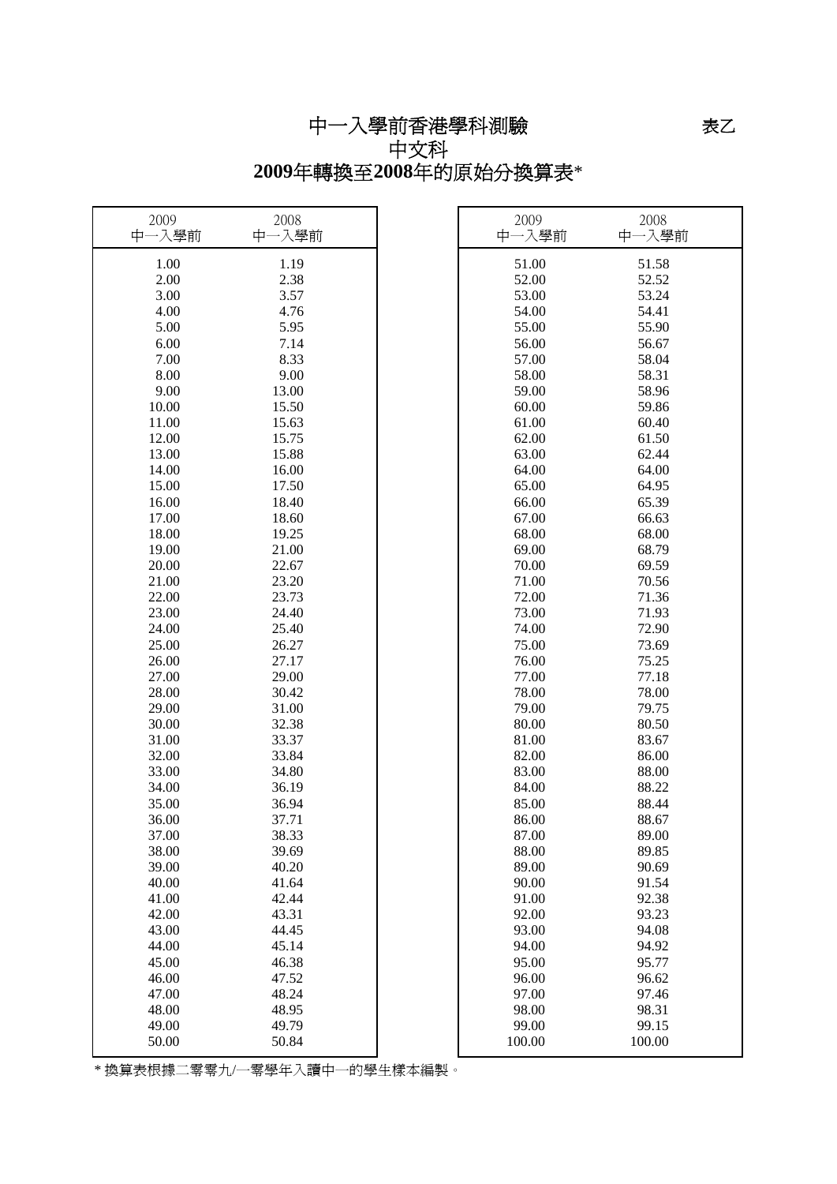# 中一入學前香港學科測驗

表乙

## 中文科

## **2009**年轉換至**2008**年的原始分換算表*

| 2009 中一入學前 | 2008 中一入學前 |
|---|---|
| 1.00 | 1.19 |
| 2.00 | 2.38 |
| 3.00 | 3.57 |
| 4.00 | 4.76 |
| 5.00 | 5.95 |
| 6.00 | 7.14 |
| 7.00 | 8.33 |
| 8.00 | 9.00 |
| 9.00 | 13.00 |
| 10.00 | 15.50 |
| 11.00 | 15.63 |
| 12.00 | 15.75 |
| 13.00 | 15.88 |
| 14.00 | 16.00 |
| 15.00 | 17.50 |
| 16.00 | 18.40 |
| 17.00 | 18.60 |
| 18.00 | 19.25 |
| 19.00 | 21.00 |
| 20.00 | 22.67 |
| 21.00 | 23.20 |
| 22.00 | 23.73 |
| 23.00 | 24.40 |
| 24.00 | 25.40 |
| 25.00 | 26.27 |
| 26.00 | 27.17 |
| 27.00 | 29.00 |
| 28.00 | 30.42 |
| 29.00 | 31.00 |
| 30.00 | 32.38 |
| 31.00 | 33.37 |
| 32.00 | 33.84 |
| 33.00 | 34.80 |
| 34.00 | 36.19 |
| 35.00 | 36.94 |
| 36.00 | 37.71 |
| 37.00 | 38.33 |
| 38.00 | 39.69 |
| 39.00 | 40.20 |
| 40.00 | 41.64 |
| 41.00 | 42.44 |
| 42.00 | 43.31 |
| 43.00 | 44.45 |
| 44.00 | 45.14 |
| 45.00 | 46.38 |
| 46.00 | 47.52 |
| 47.00 | 48.24 |
| 48.00 | 48.95 |
| 49.00 | 49.79 |
| 50.00 | 50.84 |
| 51.00 | 51.58 |
| 52.00 | 52.52 |
| 53.00 | 53.24 |
| 54.00 | 54.41 |
| 55.00 | 55.90 |
| 56.00 | 56.67 |
| 57.00 | 58.04 |
| 58.00 | 58.31 |
| 59.00 | 58.96 |
| 60.00 | 59.86 |
| 61.00 | 60.40 |
| 62.00 | 61.50 |
| 63.00 | 62.44 |
| 64.00 | 64.00 |
| 65.00 | 64.95 |
| 66.00 | 65.39 |
| 67.00 | 66.63 |
| 68.00 | 68.00 |
| 69.00 | 68.79 |
| 70.00 | 69.59 |
| 71.00 | 70.56 |
| 72.00 | 71.36 |
| 73.00 | 71.93 |
| 74.00 | 72.90 |
| 75.00 | 73.69 |
| 76.00 | 75.25 |
| 77.00 | 77.18 |
| 78.00 | 78.00 |
| 79.00 | 79.75 |
| 80.00 | 80.50 |
| 81.00 | 83.67 |
| 82.00 | 86.00 |
| 83.00 | 88.00 |
| 84.00 | 88.22 |
| 85.00 | 88.44 |
| 86.00 | 88.67 |
| 87.00 | 89.00 |
| 88.00 | 89.85 |
| 89.00 | 90.69 |
| 90.00 | 91.54 |
| 91.00 | 92.38 |
| 92.00 | 93.23 |
| 93.00 | 94.08 |
| 94.00 | 94.92 |
| 95.00 | 95.77 |
| 96.00 | 96.62 |
| 97.00 | 97.46 |
| 98.00 | 98.31 |
| 99.00 | 99.15 |
| 100.00 | 100.00 |

* 換算表根據二零零九/一零學年入讀中一的學生樣本編製。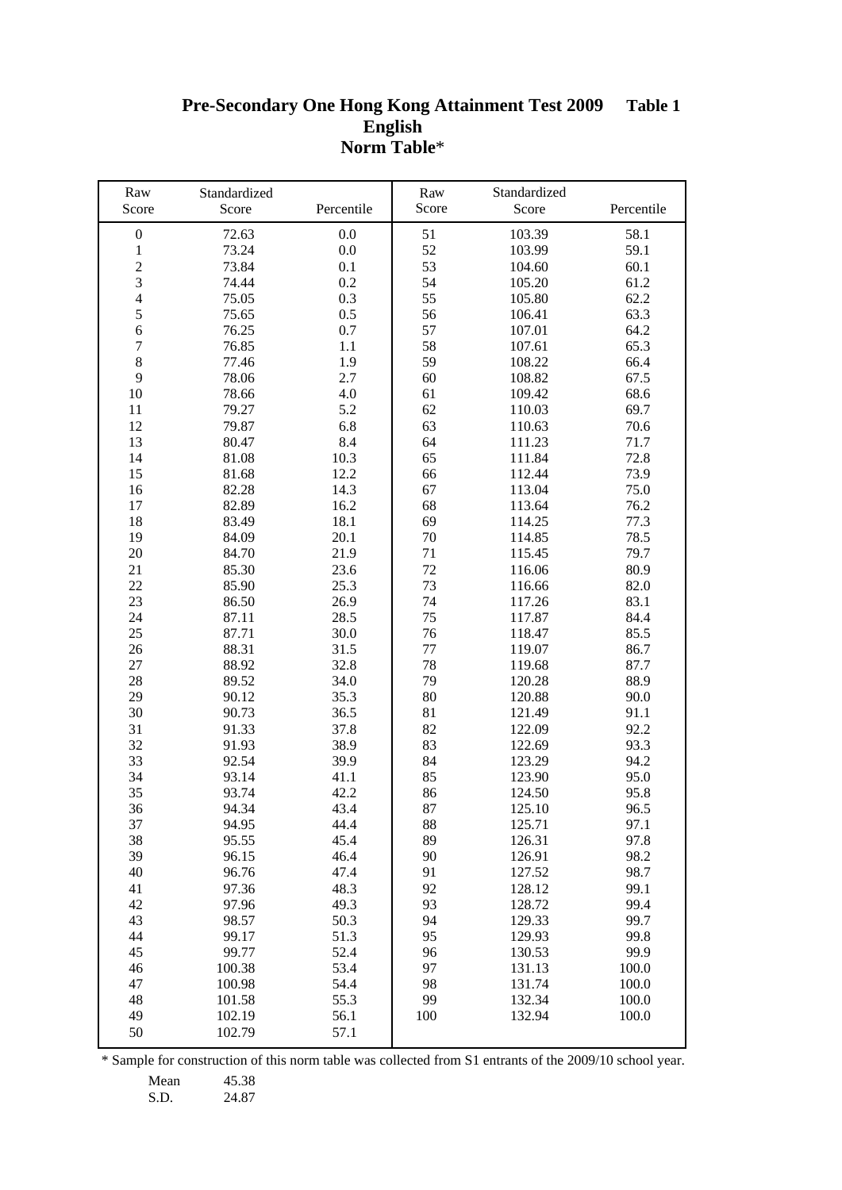# Pre-Secondary One Hong Kong Attainment Test 2009 Table 1

## English

## Norm Table*

| Raw Score | Standardized Score | Percentile | Raw Score | Standardized Score | Percentile |
|---|---|---|---|---|---|
| 0 | 72.63 | 0.0 | 51 | 103.39 | 58.1 |
| 1 | 73.24 | 0.0 | 52 | 103.99 | 59.1 |
| 2 | 73.84 | 0.1 | 53 | 104.60 | 60.1 |
| 3 | 74.44 | 0.2 | 54 | 105.20 | 61.2 |
| 4 | 75.05 | 0.3 | 55 | 105.80 | 62.2 |
| 5 | 75.65 | 0.5 | 56 | 106.41 | 63.3 |
| 6 | 76.25 | 0.7 | 57 | 107.01 | 64.2 |
| 7 | 76.85 | 1.1 | 58 | 107.61 | 65.3 |
| 8 | 77.46 | 1.9 | 59 | 108.22 | 66.4 |
| 9 | 78.06 | 2.7 | 60 | 108.82 | 67.5 |
| 10 | 78.66 | 4.0 | 61 | 109.42 | 68.6 |
| 11 | 79.27 | 5.2 | 62 | 110.03 | 69.7 |
| 12 | 79.87 | 6.8 | 63 | 110.63 | 70.6 |
| 13 | 80.47 | 8.4 | 64 | 111.23 | 71.7 |
| 14 | 81.08 | 10.3 | 65 | 111.84 | 72.8 |
| 15 | 81.68 | 12.2 | 66 | 112.44 | 73.9 |
| 16 | 82.28 | 14.3 | 67 | 113.04 | 75.0 |
| 17 | 82.89 | 16.2 | 68 | 113.64 | 76.2 |
| 18 | 83.49 | 18.1 | 69 | 114.25 | 77.3 |
| 19 | 84.09 | 20.1 | 70 | 114.85 | 78.5 |
| 20 | 84.70 | 21.9 | 71 | 115.45 | 79.7 |
| 21 | 85.30 | 23.6 | 72 | 116.06 | 80.9 |
| 22 | 85.90 | 25.3 | 73 | 116.66 | 82.0 |
| 23 | 86.50 | 26.9 | 74 | 117.26 | 83.1 |
| 24 | 87.11 | 28.5 | 75 | 117.87 | 84.4 |
| 25 | 87.71 | 30.0 | 76 | 118.47 | 85.5 |
| 26 | 88.31 | 31.5 | 77 | 119.07 | 86.7 |
| 27 | 88.92 | 32.8 | 78 | 119.68 | 87.7 |
| 28 | 89.52 | 34.0 | 79 | 120.28 | 88.9 |
| 29 | 90.12 | 35.3 | 80 | 120.88 | 90.0 |
| 30 | 90.73 | 36.5 | 81 | 121.49 | 91.1 |
| 31 | 91.33 | 37.8 | 82 | 122.09 | 92.2 |
| 32 | 91.93 | 38.9 | 83 | 122.69 | 93.3 |
| 33 | 92.54 | 39.9 | 84 | 123.29 | 94.2 |
| 34 | 93.14 | 41.1 | 85 | 123.90 | 95.0 |
| 35 | 93.74 | 42.2 | 86 | 124.50 | 95.8 |
| 36 | 94.34 | 43.4 | 87 | 125.10 | 96.5 |
| 37 | 94.95 | 44.4 | 88 | 125.71 | 97.1 |
| 38 | 95.55 | 45.4 | 89 | 126.31 | 97.8 |
| 39 | 96.15 | 46.4 | 90 | 126.91 | 98.2 |
| 40 | 96.76 | 47.4 | 91 | 127.52 | 98.7 |
| 41 | 97.36 | 48.3 | 92 | 128.12 | 99.1 |
| 42 | 97.96 | 49.3 | 93 | 128.72 | 99.4 |
| 43 | 98.57 | 50.3 | 94 | 129.33 | 99.7 |
| 44 | 99.17 | 51.3 | 95 | 129.93 | 99.8 |
| 45 | 99.77 | 52.4 | 96 | 130.53 | 99.9 |
| 46 | 100.38 | 53.4 | 97 | 131.13 | 100.0 |
| 47 | 100.98 | 54.4 | 98 | 131.74 | 100.0 |
| 48 | 101.58 | 55.3 | 99 | 132.34 | 100.0 |
| 49 | 102.19 | 56.1 | 100 | 132.94 | 100.0 |
| 50 | 102.79 | 57.1 | | | |

\* Sample for construction of this norm table was collected from S1 entrants of the 2009/10 school year.

| | |
|---|---|
| Mean | 45.38 |
| S.D. | 24.87 |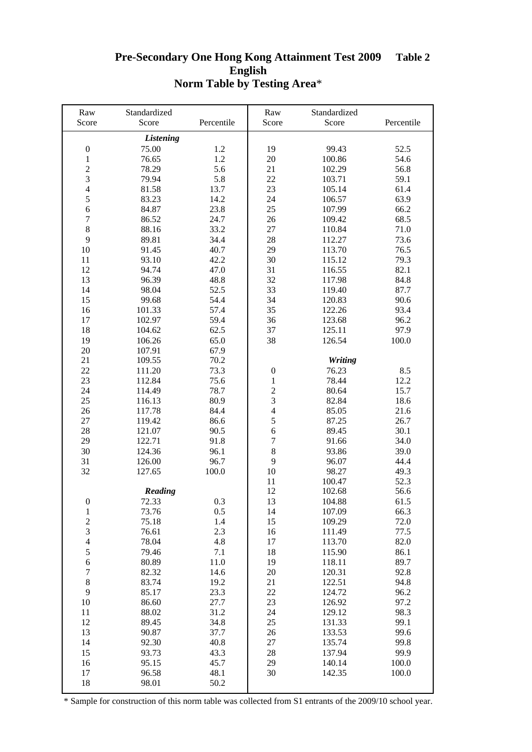# Pre-Secondary One Hong Kong Attainment Test 2009 Table 2

## English

## Norm Table by Testing Area*

| Raw Score | Standardized Score | Percentile | Raw Score | Standardized Score | Percentile |
|---|---|---|---|---|---|
| | ***Listening*** | | | | |
| 0 | 75.00 | 1.2 | 19 | 99.43 | 52.5 |
| 1 | 76.65 | 1.2 | 20 | 100.86 | 54.6 |
| 2 | 78.29 | 5.6 | 21 | 102.29 | 56.8 |
| 3 | 79.94 | 5.8 | 22 | 103.71 | 59.1 |
| 4 | 81.58 | 13.7 | 23 | 105.14 | 61.4 |
| 5 | 83.23 | 14.2 | 24 | 106.57 | 63.9 |
| 6 | 84.87 | 23.8 | 25 | 107.99 | 66.2 |
| 7 | 86.52 | 24.7 | 26 | 109.42 | 68.5 |
| 8 | 88.16 | 33.2 | 27 | 110.84 | 71.0 |
| 9 | 89.81 | 34.4 | 28 | 112.27 | 73.6 |
| 10 | 91.45 | 40.7 | 29 | 113.70 | 76.5 |
| 11 | 93.10 | 42.2 | 30 | 115.12 | 79.3 |
| 12 | 94.74 | 47.0 | 31 | 116.55 | 82.1 |
| 13 | 96.39 | 48.8 | 32 | 117.98 | 84.8 |
| 14 | 98.04 | 52.5 | 33 | 119.40 | 87.7 |
| 15 | 99.68 | 54.4 | 34 | 120.83 | 90.6 |
| 16 | 101.33 | 57.4 | 35 | 122.26 | 93.4 |
| 17 | 102.97 | 59.4 | 36 | 123.68 | 96.2 |
| 18 | 104.62 | 62.5 | 37 | 125.11 | 97.9 |
| 19 | 106.26 | 65.0 | 38 | 126.54 | 100.0 |
| 20 | 107.91 | 67.9 | | | |
| 21 | 109.55 | 70.2 | | ***Writing*** | |
| 22 | 111.20 | 73.3 | 0 | 76.23 | 8.5 |
| 23 | 112.84 | 75.6 | 1 | 78.44 | 12.2 |
| 24 | 114.49 | 78.7 | 2 | 80.64 | 15.7 |
| 25 | 116.13 | 80.9 | 3 | 82.84 | 18.6 |
| 26 | 117.78 | 84.4 | 4 | 85.05 | 21.6 |
| 27 | 119.42 | 86.6 | 5 | 87.25 | 26.7 |
| 28 | 121.07 | 90.5 | 6 | 89.45 | 30.1 |
| 29 | 122.71 | 91.8 | 7 | 91.66 | 34.0 |
| 30 | 124.36 | 96.1 | 8 | 93.86 | 39.0 |
| 31 | 126.00 | 96.7 | 9 | 96.07 | 44.4 |
| 32 | 127.65 | 100.0 | 10 | 98.27 | 49.3 |
| | | | 11 | 100.47 | 52.3 |
| | ***Reading*** | | 12 | 102.68 | 56.6 |
| 0 | 72.33 | 0.3 | 13 | 104.88 | 61.5 |
| 1 | 73.76 | 0.5 | 14 | 107.09 | 66.3 |
| 2 | 75.18 | 1.4 | 15 | 109.29 | 72.0 |
| 3 | 76.61 | 2.3 | 16 | 111.49 | 77.5 |
| 4 | 78.04 | 4.8 | 17 | 113.70 | 82.0 |
| 5 | 79.46 | 7.1 | 18 | 115.90 | 86.1 |
| 6 | 80.89 | 11.0 | 19 | 118.11 | 89.7 |
| 7 | 82.32 | 14.6 | 20 | 120.31 | 92.8 |
| 8 | 83.74 | 19.2 | 21 | 122.51 | 94.8 |
| 9 | 85.17 | 23.3 | 22 | 124.72 | 96.2 |
| 10 | 86.60 | 27.7 | 23 | 126.92 | 97.2 |
| 11 | 88.02 | 31.2 | 24 | 129.12 | 98.3 |
| 12 | 89.45 | 34.8 | 25 | 131.33 | 99.1 |
| 13 | 90.87 | 37.7 | 26 | 133.53 | 99.6 |
| 14 | 92.30 | 40.8 | 27 | 135.74 | 99.8 |
| 15 | 93.73 | 43.3 | 28 | 137.94 | 99.9 |
| 16 | 95.15 | 45.7 | 29 | 140.14 | 100.0 |
| 17 | 96.58 | 48.1 | 30 | 142.35 | 100.0 |
| 18 | 98.01 | 50.2 | | | |

\* Sample for construction of this norm table was collected from S1 entrants of the 2009/10 school year.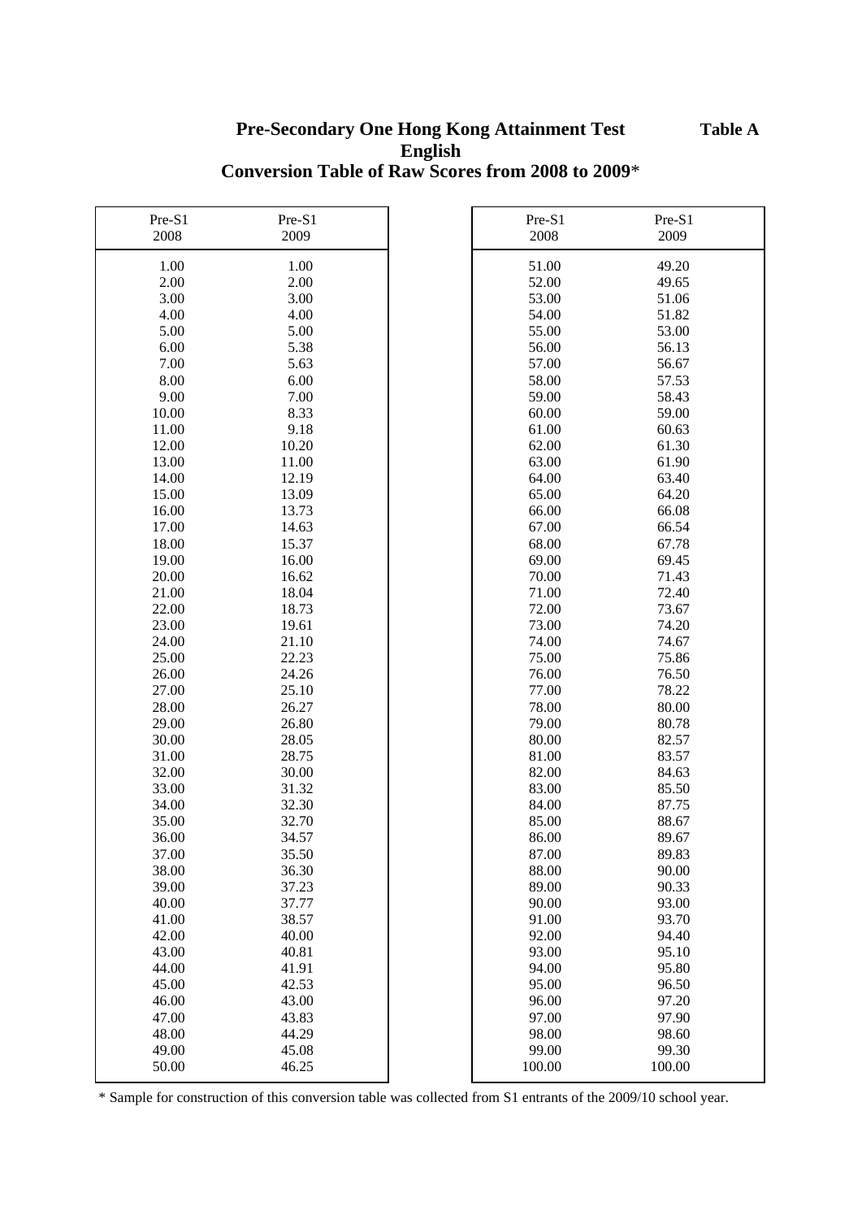# Pre-Secondary One Hong Kong Attainment Test

**Table A**

## English

## Conversion Table of Raw Scores from 2008 to 2009*

| Pre-S1 2008 | Pre-S1 2009 |
|---|---|
| 1.00 | 1.00 |
| 2.00 | 2.00 |
| 3.00 | 3.00 |
| 4.00 | 4.00 |
| 5.00 | 5.00 |
| 6.00 | 5.38 |
| 7.00 | 5.63 |
| 8.00 | 6.00 |
| 9.00 | 7.00 |
| 10.00 | 8.33 |
| 11.00 | 9.18 |
| 12.00 | 10.20 |
| 13.00 | 11.00 |
| 14.00 | 12.19 |
| 15.00 | 13.09 |
| 16.00 | 13.73 |
| 17.00 | 14.63 |
| 18.00 | 15.37 |
| 19.00 | 16.00 |
| 20.00 | 16.62 |
| 21.00 | 18.04 |
| 22.00 | 18.73 |
| 23.00 | 19.61 |
| 24.00 | 21.10 |
| 25.00 | 22.23 |
| 26.00 | 24.26 |
| 27.00 | 25.10 |
| 28.00 | 26.27 |
| 29.00 | 26.80 |
| 30.00 | 28.05 |
| 31.00 | 28.75 |
| 32.00 | 30.00 |
| 33.00 | 31.32 |
| 34.00 | 32.30 |
| 35.00 | 32.70 |
| 36.00 | 34.57 |
| 37.00 | 35.50 |
| 38.00 | 36.30 |
| 39.00 | 37.23 |
| 40.00 | 37.77 |
| 41.00 | 38.57 |
| 42.00 | 40.00 |
| 43.00 | 40.81 |
| 44.00 | 41.91 |
| 45.00 | 42.53 |
| 46.00 | 43.00 |
| 47.00 | 43.83 |
| 48.00 | 44.29 |
| 49.00 | 45.08 |
| 50.00 | 46.25 |
| 51.00 | 49.20 |
| 52.00 | 49.65 |
| 53.00 | 51.06 |
| 54.00 | 51.82 |
| 55.00 | 53.00 |
| 56.00 | 56.13 |
| 57.00 | 56.67 |
| 58.00 | 57.53 |
| 59.00 | 58.43 |
| 60.00 | 59.00 |
| 61.00 | 60.63 |
| 62.00 | 61.30 |
| 63.00 | 61.90 |
| 64.00 | 63.40 |
| 65.00 | 64.20 |
| 66.00 | 66.08 |
| 67.00 | 66.54 |
| 68.00 | 67.78 |
| 69.00 | 69.45 |
| 70.00 | 71.43 |
| 71.00 | 72.40 |
| 72.00 | 73.67 |
| 73.00 | 74.20 |
| 74.00 | 74.67 |
| 75.00 | 75.86 |
| 76.00 | 76.50 |
| 77.00 | 78.22 |
| 78.00 | 80.00 |
| 79.00 | 80.78 |
| 80.00 | 82.57 |
| 81.00 | 83.57 |
| 82.00 | 84.63 |
| 83.00 | 85.50 |
| 84.00 | 87.75 |
| 85.00 | 88.67 |
| 86.00 | 89.67 |
| 87.00 | 89.83 |
| 88.00 | 90.00 |
| 89.00 | 90.33 |
| 90.00 | 93.00 |
| 91.00 | 93.70 |
| 92.00 | 94.40 |
| 93.00 | 95.10 |
| 94.00 | 95.80 |
| 95.00 | 96.50 |
| 96.00 | 97.20 |
| 97.00 | 97.90 |
| 98.00 | 98.60 |
| 99.00 | 99.30 |
| 100.00 | 100.00 |

* Sample for construction of this conversion table was collected from S1 entrants of the 2009/10 school year.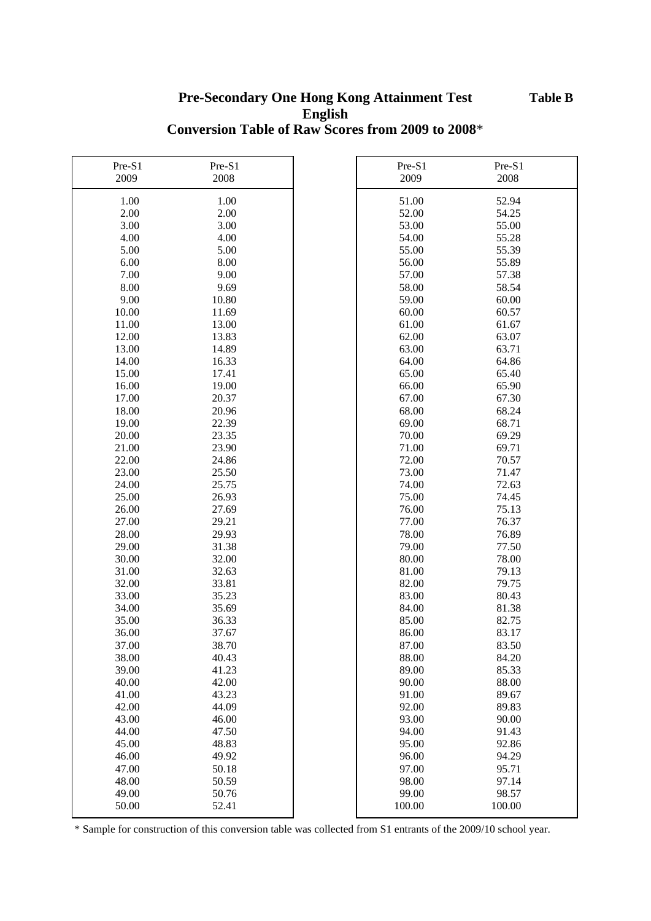# Pre-Secondary One Hong Kong Attainment Test

**Table B**

## English

## Conversion Table of Raw Scores from 2009 to 2008*

| Pre-S1 2009 | Pre-S1 2008 |
|---|---|
| 1.00 | 1.00 |
| 2.00 | 2.00 |
| 3.00 | 3.00 |
| 4.00 | 4.00 |
| 5.00 | 5.00 |
| 6.00 | 8.00 |
| 7.00 | 9.00 |
| 8.00 | 9.69 |
| 9.00 | 10.80 |
| 10.00 | 11.69 |
| 11.00 | 13.00 |
| 12.00 | 13.83 |
| 13.00 | 14.89 |
| 14.00 | 16.33 |
| 15.00 | 17.41 |
| 16.00 | 19.00 |
| 17.00 | 20.37 |
| 18.00 | 20.96 |
| 19.00 | 22.39 |
| 20.00 | 23.35 |
| 21.00 | 23.90 |
| 22.00 | 24.86 |
| 23.00 | 25.50 |
| 24.00 | 25.75 |
| 25.00 | 26.93 |
| 26.00 | 27.69 |
| 27.00 | 29.21 |
| 28.00 | 29.93 |
| 29.00 | 31.38 |
| 30.00 | 32.00 |
| 31.00 | 32.63 |
| 32.00 | 33.81 |
| 33.00 | 35.23 |
| 34.00 | 35.69 |
| 35.00 | 36.33 |
| 36.00 | 37.67 |
| 37.00 | 38.70 |
| 38.00 | 40.43 |
| 39.00 | 41.23 |
| 40.00 | 42.00 |
| 41.00 | 43.23 |
| 42.00 | 44.09 |
| 43.00 | 46.00 |
| 44.00 | 47.50 |
| 45.00 | 48.83 |
| 46.00 | 49.92 |
| 47.00 | 50.18 |
| 48.00 | 50.59 |
| 49.00 | 50.76 |
| 50.00 | 52.41 |
| 51.00 | 52.94 |
| 52.00 | 54.25 |
| 53.00 | 55.00 |
| 54.00 | 55.28 |
| 55.00 | 55.39 |
| 56.00 | 55.89 |
| 57.00 | 57.38 |
| 58.00 | 58.54 |
| 59.00 | 60.00 |
| 60.00 | 60.57 |
| 61.00 | 61.67 |
| 62.00 | 63.07 |
| 63.00 | 63.71 |
| 64.00 | 64.86 |
| 65.00 | 65.40 |
| 66.00 | 65.90 |
| 67.00 | 67.30 |
| 68.00 | 68.24 |
| 69.00 | 68.71 |
| 70.00 | 69.29 |
| 71.00 | 69.71 |
| 72.00 | 70.57 |
| 73.00 | 71.47 |
| 74.00 | 72.63 |
| 75.00 | 74.45 |
| 76.00 | 75.13 |
| 77.00 | 76.37 |
| 78.00 | 76.89 |
| 79.00 | 77.50 |
| 80.00 | 78.00 |
| 81.00 | 79.13 |
| 82.00 | 79.75 |
| 83.00 | 80.43 |
| 84.00 | 81.38 |
| 85.00 | 82.75 |
| 86.00 | 83.17 |
| 87.00 | 83.50 |
| 88.00 | 84.20 |
| 89.00 | 85.33 |
| 90.00 | 88.00 |
| 91.00 | 89.67 |
| 92.00 | 89.83 |
| 93.00 | 90.00 |
| 94.00 | 91.43 |
| 95.00 | 92.86 |
| 96.00 | 94.29 |
| 97.00 | 95.71 |
| 98.00 | 97.14 |
| 99.00 | 98.57 |
| 100.00 | 100.00 |

* Sample for construction of this conversion table was collected from S1 entrants of the 2009/10 school year.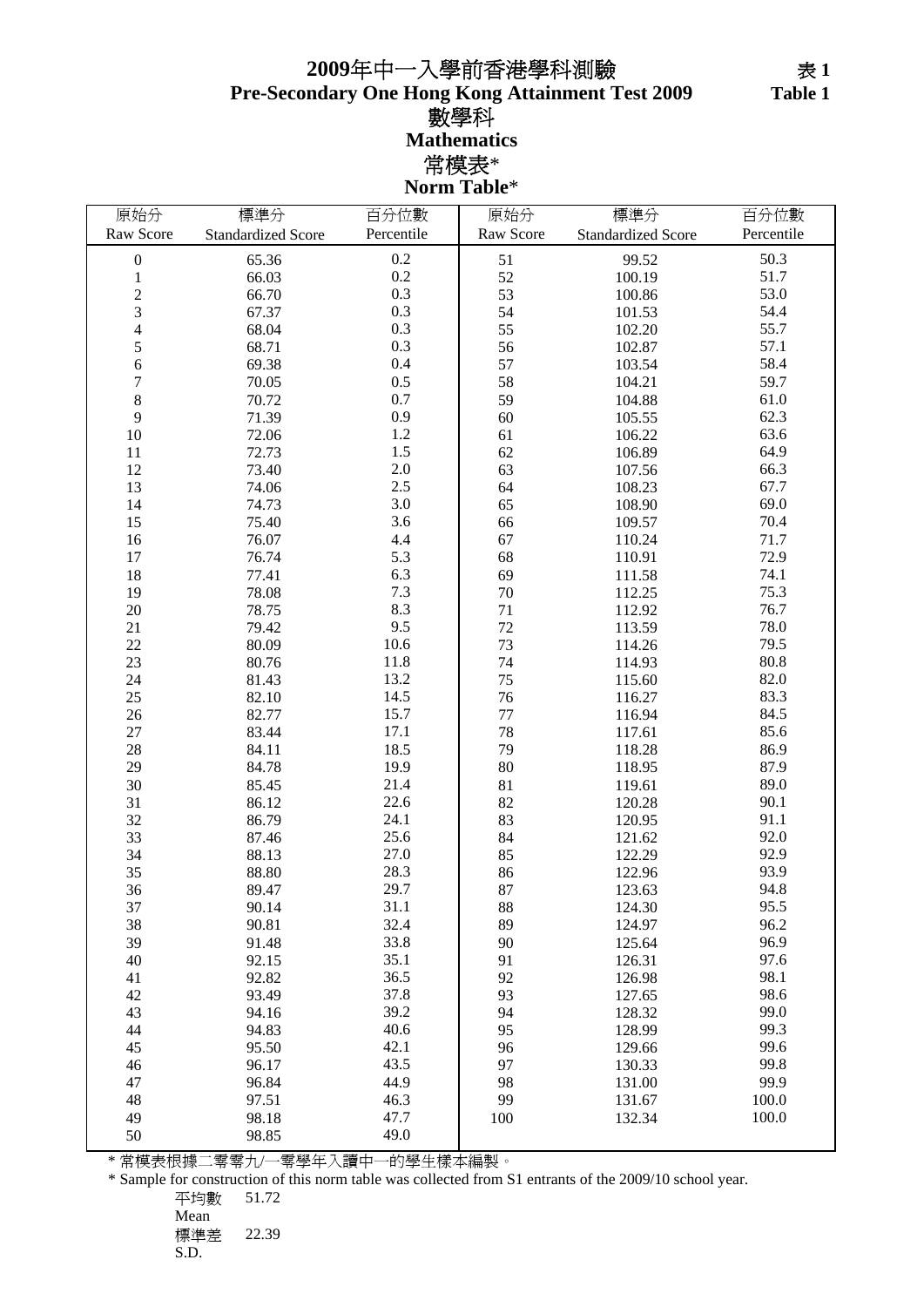# 2009年中一入學前香港學科測驗
# Pre-Secondary One Hong Kong Attainment Test 2009

表 1
Table 1

## 數學科
## Mathematics

## 常模表*
## Norm Table*

| 原始分 Raw Score | 標準分 Standardized Score | 百分位數 Percentile | 原始分 Raw Score | 標準分 Standardized Score | 百分位數 Percentile |
|---|---|---|---|---|---|
| 0 | 65.36 | 0.2 | 51 | 99.52 | 50.3 |
| 1 | 66.03 | 0.2 | 52 | 100.19 | 51.7 |
| 2 | 66.70 | 0.3 | 53 | 100.86 | 53.0 |
| 3 | 67.37 | 0.3 | 54 | 101.53 | 54.4 |
| 4 | 68.04 | 0.3 | 55 | 102.20 | 55.7 |
| 5 | 68.71 | 0.3 | 56 | 102.87 | 57.1 |
| 6 | 69.38 | 0.4 | 57 | 103.54 | 58.4 |
| 7 | 70.05 | 0.5 | 58 | 104.21 | 59.7 |
| 8 | 70.72 | 0.7 | 59 | 104.88 | 61.0 |
| 9 | 71.39 | 0.9 | 60 | 105.55 | 62.3 |
| 10 | 72.06 | 1.2 | 61 | 106.22 | 63.6 |
| 11 | 72.73 | 1.5 | 62 | 106.89 | 64.9 |
| 12 | 73.40 | 2.0 | 63 | 107.56 | 66.3 |
| 13 | 74.06 | 2.5 | 64 | 108.23 | 67.7 |
| 14 | 74.73 | 3.0 | 65 | 108.90 | 69.0 |
| 15 | 75.40 | 3.6 | 66 | 109.57 | 70.4 |
| 16 | 76.07 | 4.4 | 67 | 110.24 | 71.7 |
| 17 | 76.74 | 5.3 | 68 | 110.91 | 72.9 |
| 18 | 77.41 | 6.3 | 69 | 111.58 | 74.1 |
| 19 | 78.08 | 7.3 | 70 | 112.25 | 75.3 |
| 20 | 78.75 | 8.3 | 71 | 112.92 | 76.7 |
| 21 | 79.42 | 9.5 | 72 | 113.59 | 78.0 |
| 22 | 80.09 | 10.6 | 73 | 114.26 | 79.5 |
| 23 | 80.76 | 11.8 | 74 | 114.93 | 80.8 |
| 24 | 81.43 | 13.2 | 75 | 115.60 | 82.0 |
| 25 | 82.10 | 14.5 | 76 | 116.27 | 83.3 |
| 26 | 82.77 | 15.7 | 77 | 116.94 | 84.5 |
| 27 | 83.44 | 17.1 | 78 | 117.61 | 85.6 |
| 28 | 84.11 | 18.5 | 79 | 118.28 | 86.9 |
| 29 | 84.78 | 19.9 | 80 | 118.95 | 87.9 |
| 30 | 85.45 | 21.4 | 81 | 119.61 | 89.0 |
| 31 | 86.12 | 22.6 | 82 | 120.28 | 90.1 |
| 32 | 86.79 | 24.1 | 83 | 120.95 | 91.1 |
| 33 | 87.46 | 25.6 | 84 | 121.62 | 92.0 |
| 34 | 88.13 | 27.0 | 85 | 122.29 | 92.9 |
| 35 | 88.80 | 28.3 | 86 | 122.96 | 93.9 |
| 36 | 89.47 | 29.7 | 87 | 123.63 | 94.8 |
| 37 | 90.14 | 31.1 | 88 | 124.30 | 95.5 |
| 38 | 90.81 | 32.4 | 89 | 124.97 | 96.2 |
| 39 | 91.48 | 33.8 | 90 | 125.64 | 96.9 |
| 40 | 92.15 | 35.1 | 91 | 126.31 | 97.6 |
| 41 | 92.82 | 36.5 | 92 | 126.98 | 98.1 |
| 42 | 93.49 | 37.8 | 93 | 127.65 | 98.6 |
| 43 | 94.16 | 39.2 | 94 | 128.32 | 99.0 |
| 44 | 94.83 | 40.6 | 95 | 128.99 | 99.3 |
| 45 | 95.50 | 42.1 | 96 | 129.66 | 99.6 |
| 46 | 96.17 | 43.5 | 97 | 130.33 | 99.8 |
| 47 | 96.84 | 44.9 | 98 | 131.00 | 99.9 |
| 48 | 97.51 | 46.3 | 99 | 131.67 | 100.0 |
| 49 | 98.18 | 47.7 | 100 | 132.34 | 100.0 |
| 50 | 98.85 | 49.0 | | | |

* 常模表根據二零零九/一零學年入讀中一的學生樣本編製。

* Sample for construction of this norm table was collected from S1 entrants of the 2009/10 school year.

平均數 Mean 51.72

標準差 S.D. 22.39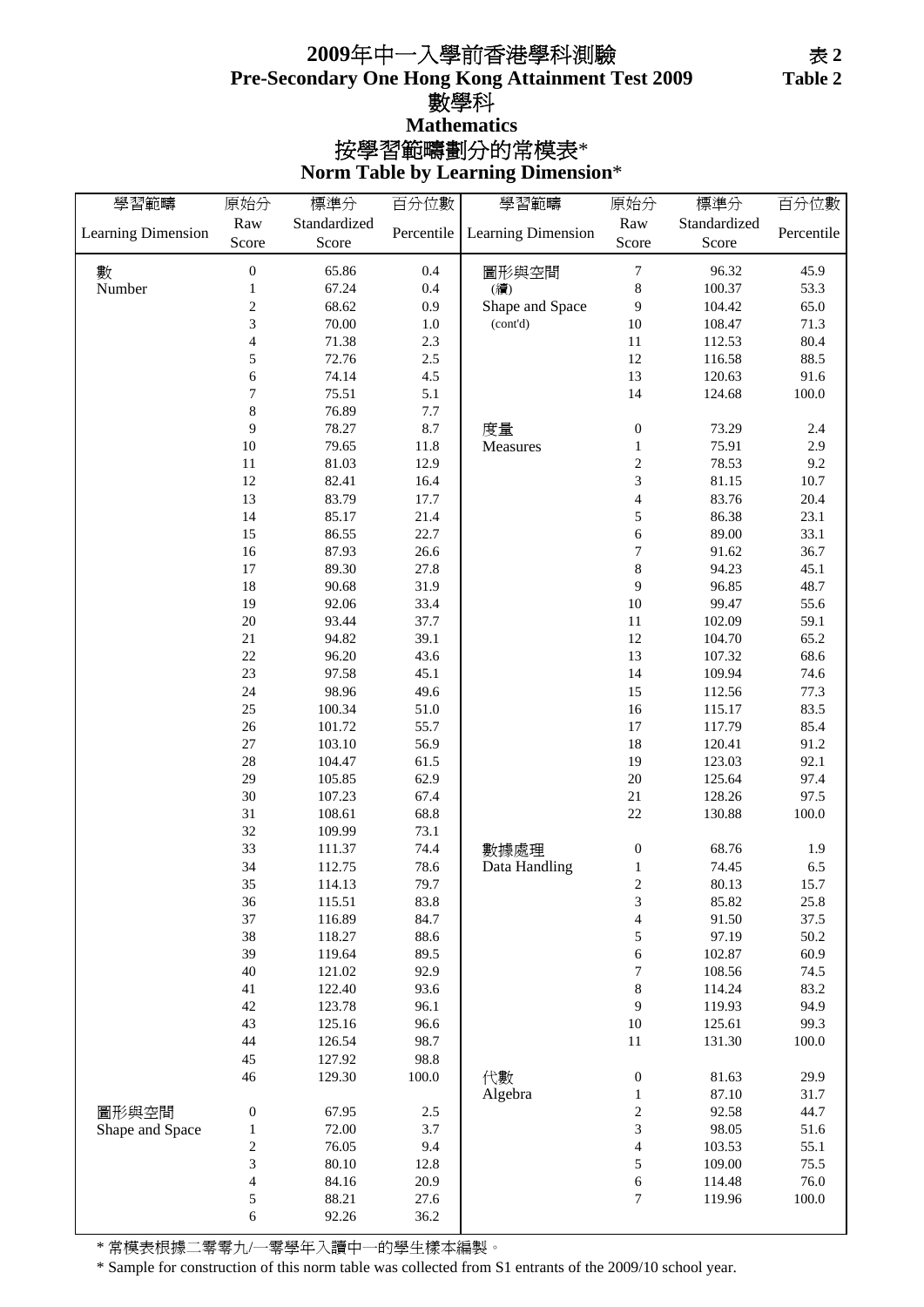# 2009年中一入學前香港學科測驗
# Pre-Secondary One Hong Kong Attainment Test 2009

表 2
Table 2

## 數學科
## Mathematics

### 按學習範疇劃分的常模表*
### Norm Table by Learning Dimension*

| 學習範疇 Learning Dimension | 原始分 Raw Score | 標準分 Standardized Score | 百分位數 Percentile | 學習範疇 Learning Dimension | 原始分 Raw Score | 標準分 Standardized Score | 百分位數 Percentile |
|---|---|---|---|---|---|---|---|
| 數 Number | 0 | 65.86 | 0.4 | 圖形與空間 (續) Shape and Space (cont'd) | 7 | 96.32 | 45.9 |
| | 1 | 67.24 | 0.4 | | 8 | 100.37 | 53.3 |
| | 2 | 68.62 | 0.9 | | 9 | 104.42 | 65.0 |
| | 3 | 70.00 | 1.0 | | 10 | 108.47 | 71.3 |
| | 4 | 71.38 | 2.3 | | 11 | 112.53 | 80.4 |
| | 5 | 72.76 | 2.5 | | 12 | 116.58 | 88.5 |
| | 6 | 74.14 | 4.5 | | 13 | 120.63 | 91.6 |
| | 7 | 75.51 | 5.1 | | 14 | 124.68 | 100.0 |
| | 8 | 76.89 | 7.7 | | | | |
| | 9 | 78.27 | 8.7 | 度量 Measures | 0 | 73.29 | 2.4 |
| | 10 | 79.65 | 11.8 | | 1 | 75.91 | 2.9 |
| | 11 | 81.03 | 12.9 | | 2 | 78.53 | 9.2 |
| | 12 | 82.41 | 16.4 | | 3 | 81.15 | 10.7 |
| | 13 | 83.79 | 17.7 | | 4 | 83.76 | 20.4 |
| | 14 | 85.17 | 21.4 | | 5 | 86.38 | 23.1 |
| | 15 | 86.55 | 22.7 | | 6 | 89.00 | 33.1 |
| | 16 | 87.93 | 26.6 | | 7 | 91.62 | 36.7 |
| | 17 | 89.30 | 27.8 | | 8 | 94.23 | 45.1 |
| | 18 | 90.68 | 31.9 | | 9 | 96.85 | 48.7 |
| | 19 | 92.06 | 33.4 | | 10 | 99.47 | 55.6 |
| | 20 | 93.44 | 37.7 | | 11 | 102.09 | 59.1 |
| | 21 | 94.82 | 39.1 | | 12 | 104.70 | 65.2 |
| | 22 | 96.20 | 43.6 | | 13 | 107.32 | 68.6 |
| | 23 | 97.58 | 45.1 | | 14 | 109.94 | 74.6 |
| | 24 | 98.96 | 49.6 | | 15 | 112.56 | 77.3 |
| | 25 | 100.34 | 51.0 | | 16 | 115.17 | 83.5 |
| | 26 | 101.72 | 55.7 | | 17 | 117.79 | 85.4 |
| | 27 | 103.10 | 56.9 | | 18 | 120.41 | 91.2 |
| | 28 | 104.47 | 61.5 | | 19 | 123.03 | 92.1 |
| | 29 | 105.85 | 62.9 | | 20 | 125.64 | 97.4 |
| | 30 | 107.23 | 67.4 | | 21 | 128.26 | 97.5 |
| | 31 | 108.61 | 68.8 | | 22 | 130.88 | 100.0 |
| | 32 | 109.99 | 73.1 | | | | |
| | 33 | 111.37 | 74.4 | 數據處理 Data Handling | 0 | 68.76 | 1.9 |
| | 34 | 112.75 | 78.6 | | 1 | 74.45 | 6.5 |
| | 35 | 114.13 | 79.7 | | 2 | 80.13 | 15.7 |
| | 36 | 115.51 | 83.8 | | 3 | 85.82 | 25.8 |
| | 37 | 116.89 | 84.7 | | 4 | 91.50 | 37.5 |
| | 38 | 118.27 | 88.6 | | 5 | 97.19 | 50.2 |
| | 39 | 119.64 | 89.5 | | 6 | 102.87 | 60.9 |
| | 40 | 121.02 | 92.9 | | 7 | 108.56 | 74.5 |
| | 41 | 122.40 | 93.6 | | 8 | 114.24 | 83.2 |
| | 42 | 123.78 | 96.1 | | 9 | 119.93 | 94.9 |
| | 43 | 125.16 | 96.6 | | 10 | 125.61 | 99.3 |
| | 44 | 126.54 | 98.7 | | 11 | 131.30 | 100.0 |
| | 45 | 127.92 | 98.8 | | | | |
| | 46 | 129.30 | 100.0 | 代數 Algebra | 0 | 81.63 | 29.9 |
| | | | | | 1 | 87.10 | 31.7 |
| 圖形與空間 Shape and Space | 0 | 67.95 | 2.5 | | 2 | 92.58 | 44.7 |
| | 1 | 72.00 | 3.7 | | 3 | 98.05 | 51.6 |
| | 2 | 76.05 | 9.4 | | 4 | 103.53 | 55.1 |
| | 3 | 80.10 | 12.8 | | 5 | 109.00 | 75.5 |
| | 4 | 84.16 | 20.9 | | 6 | 114.48 | 76.0 |
| | 5 | 88.21 | 27.6 | | 7 | 119.96 | 100.0 |
| | 6 | 92.26 | 36.2 | | | | |

* 常模表根據二零零九/一零學年入讀中一的學生樣本編製。

* Sample for construction of this norm table was collected from S1 entrants of the 2009/10 school year.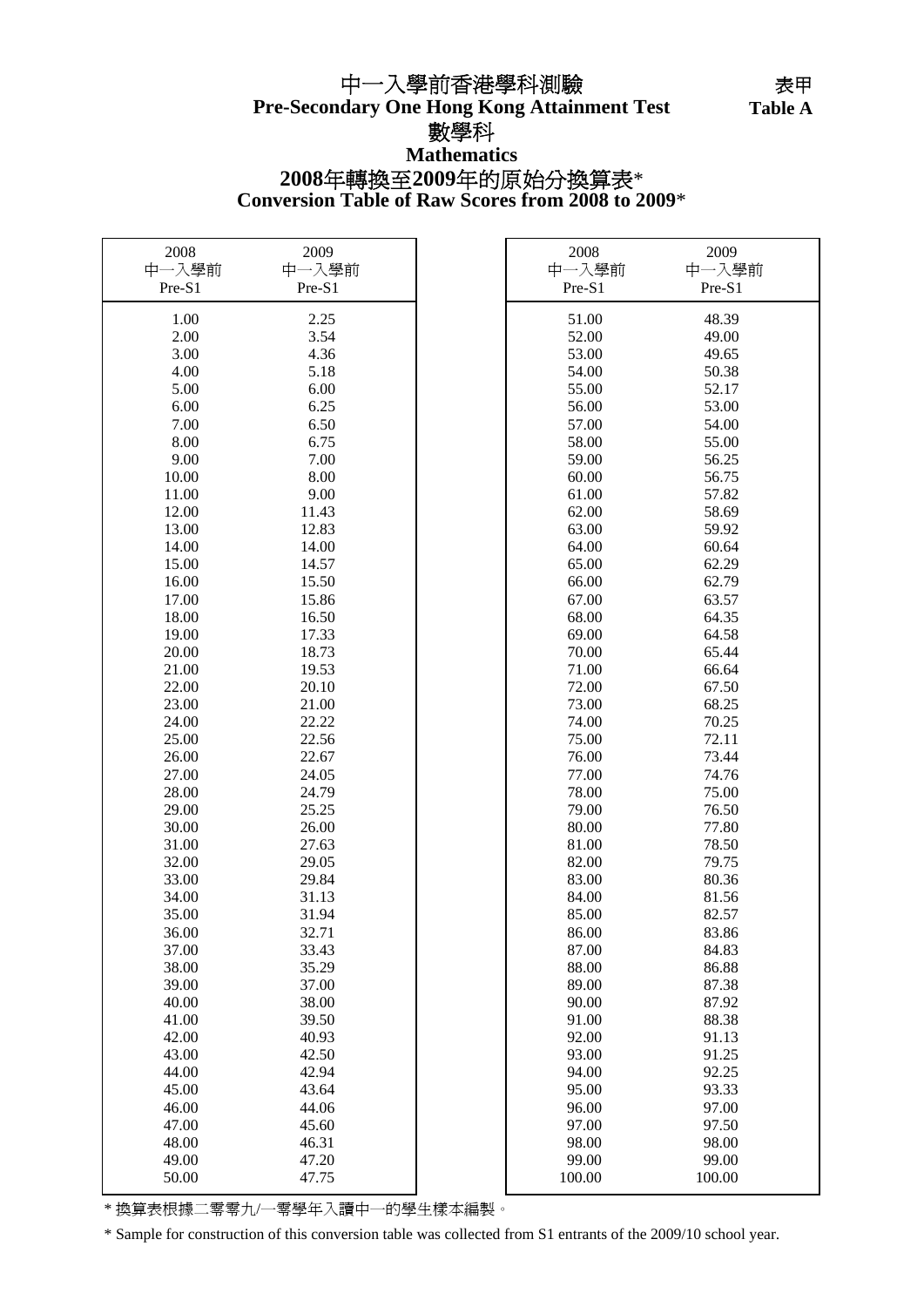# 中一入學前香港學科測驗
# Pre-Secondary One Hong Kong Attainment Test

表甲
**Table A**

## 數學科
## Mathematics

### 2008年轉換至2009年的原始分換算表*
### Conversion Table of Raw Scores from 2008 to 2009*

| 2008 中一入學前 Pre-S1 | 2009 中一入學前 Pre-S1 | 2008 中一入學前 Pre-S1 | 2009 中一入學前 Pre-S1 |
|---|---|---|---|
| 1.00 | 2.25 | 51.00 | 48.39 |
| 2.00 | 3.54 | 52.00 | 49.00 |
| 3.00 | 4.36 | 53.00 | 49.65 |
| 4.00 | 5.18 | 54.00 | 50.38 |
| 5.00 | 6.00 | 55.00 | 52.17 |
| 6.00 | 6.25 | 56.00 | 53.00 |
| 7.00 | 6.50 | 57.00 | 54.00 |
| 8.00 | 6.75 | 58.00 | 55.00 |
| 9.00 | 7.00 | 59.00 | 56.25 |
| 10.00 | 8.00 | 60.00 | 56.75 |
| 11.00 | 9.00 | 61.00 | 57.82 |
| 12.00 | 11.43 | 62.00 | 58.69 |
| 13.00 | 12.83 | 63.00 | 59.92 |
| 14.00 | 14.00 | 64.00 | 60.64 |
| 15.00 | 14.57 | 65.00 | 62.29 |
| 16.00 | 15.50 | 66.00 | 62.79 |
| 17.00 | 15.86 | 67.00 | 63.57 |
| 18.00 | 16.50 | 68.00 | 64.35 |
| 19.00 | 17.33 | 69.00 | 64.58 |
| 20.00 | 18.73 | 70.00 | 65.44 |
| 21.00 | 19.53 | 71.00 | 66.64 |
| 22.00 | 20.10 | 72.00 | 67.50 |
| 23.00 | 21.00 | 73.00 | 68.25 |
| 24.00 | 22.22 | 74.00 | 70.25 |
| 25.00 | 22.56 | 75.00 | 72.11 |
| 26.00 | 22.67 | 76.00 | 73.44 |
| 27.00 | 24.05 | 77.00 | 74.76 |
| 28.00 | 24.79 | 78.00 | 75.00 |
| 29.00 | 25.25 | 79.00 | 76.50 |
| 30.00 | 26.00 | 80.00 | 77.80 |
| 31.00 | 27.63 | 81.00 | 78.50 |
| 32.00 | 29.05 | 82.00 | 79.75 |
| 33.00 | 29.84 | 83.00 | 80.36 |
| 34.00 | 31.13 | 84.00 | 81.56 |
| 35.00 | 31.94 | 85.00 | 82.57 |
| 36.00 | 32.71 | 86.00 | 83.86 |
| 37.00 | 33.43 | 87.00 | 84.83 |
| 38.00 | 35.29 | 88.00 | 86.88 |
| 39.00 | 37.00 | 89.00 | 87.38 |
| 40.00 | 38.00 | 90.00 | 87.92 |
| 41.00 | 39.50 | 91.00 | 88.38 |
| 42.00 | 40.93 | 92.00 | 91.13 |
| 43.00 | 42.50 | 93.00 | 91.25 |
| 44.00 | 42.94 | 94.00 | 92.25 |
| 45.00 | 43.64 | 95.00 | 93.33 |
| 46.00 | 44.06 | 96.00 | 97.00 |
| 47.00 | 45.60 | 97.00 | 97.50 |
| 48.00 | 46.31 | 98.00 | 98.00 |
| 49.00 | 47.20 | 99.00 | 99.00 |
| 50.00 | 47.75 | 100.00 | 100.00 |

* 換算表根據二零零九/一零學年入讀中一的學生樣本編製。

* Sample for construction of this conversion table was collected from S1 entrants of the 2009/10 school year.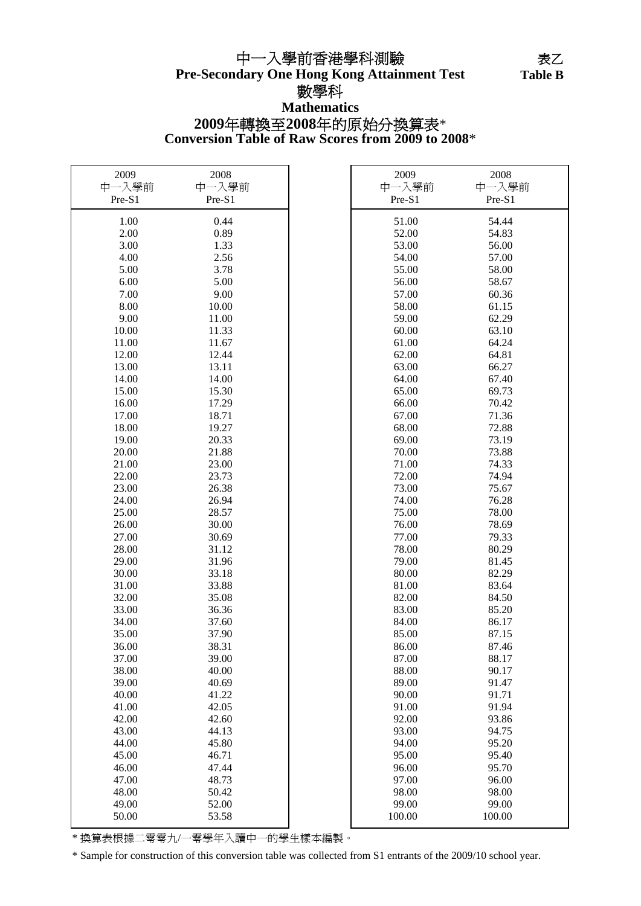# 中一入學前香港學科測驗 表乙
# Pre-Secondary One Hong Kong Attainment Test Table B
## 數學科
## Mathematics
## 2009年轉換至2008年的原始分換算表*
## Conversion Table of Raw Scores from 2009 to 2008*

| 2009 中一入學前 Pre-S1 | 2008 中一入學前 Pre-S1 | 2009 中一入學前 Pre-S1 | 2008 中一入學前 Pre-S1 |
|---|---|---|---|
| 1.00 | 0.44 | 51.00 | 54.44 |
| 2.00 | 0.89 | 52.00 | 54.83 |
| 3.00 | 1.33 | 53.00 | 56.00 |
| 4.00 | 2.56 | 54.00 | 57.00 |
| 5.00 | 3.78 | 55.00 | 58.00 |
| 6.00 | 5.00 | 56.00 | 58.67 |
| 7.00 | 9.00 | 57.00 | 60.36 |
| 8.00 | 10.00 | 58.00 | 61.15 |
| 9.00 | 11.00 | 59.00 | 62.29 |
| 10.00 | 11.33 | 60.00 | 63.10 |
| 11.00 | 11.67 | 61.00 | 64.24 |
| 12.00 | 12.44 | 62.00 | 64.81 |
| 13.00 | 13.11 | 63.00 | 66.27 |
| 14.00 | 14.00 | 64.00 | 67.40 |
| 15.00 | 15.30 | 65.00 | 69.73 |
| 16.00 | 17.29 | 66.00 | 70.42 |
| 17.00 | 18.71 | 67.00 | 71.36 |
| 18.00 | 19.27 | 68.00 | 72.88 |
| 19.00 | 20.33 | 69.00 | 73.19 |
| 20.00 | 21.88 | 70.00 | 73.88 |
| 21.00 | 23.00 | 71.00 | 74.33 |
| 22.00 | 23.73 | 72.00 | 74.94 |
| 23.00 | 26.38 | 73.00 | 75.67 |
| 24.00 | 26.94 | 74.00 | 76.28 |
| 25.00 | 28.57 | 75.00 | 78.00 |
| 26.00 | 30.00 | 76.00 | 78.69 |
| 27.00 | 30.69 | 77.00 | 79.33 |
| 28.00 | 31.12 | 78.00 | 80.29 |
| 29.00 | 31.96 | 79.00 | 81.45 |
| 30.00 | 33.18 | 80.00 | 82.29 |
| 31.00 | 33.88 | 81.00 | 83.64 |
| 32.00 | 35.08 | 82.00 | 84.50 |
| 33.00 | 36.36 | 83.00 | 85.20 |
| 34.00 | 37.60 | 84.00 | 86.17 |
| 35.00 | 37.90 | 85.00 | 87.15 |
| 36.00 | 38.31 | 86.00 | 87.46 |
| 37.00 | 39.00 | 87.00 | 88.17 |
| 38.00 | 40.00 | 88.00 | 90.17 |
| 39.00 | 40.69 | 89.00 | 91.47 |
| 40.00 | 41.22 | 90.00 | 91.71 |
| 41.00 | 42.05 | 91.00 | 91.94 |
| 42.00 | 42.60 | 92.00 | 93.86 |
| 43.00 | 44.13 | 93.00 | 94.75 |
| 44.00 | 45.80 | 94.00 | 95.20 |
| 45.00 | 46.71 | 95.00 | 95.40 |
| 46.00 | 47.44 | 96.00 | 95.70 |
| 47.00 | 48.73 | 97.00 | 96.00 |
| 48.00 | 50.42 | 98.00 | 98.00 |
| 49.00 | 52.00 | 99.00 | 99.00 |
| 50.00 | 53.58 | 100.00 | 100.00 |

* 換算表根據二零零九/一零學年入讀中一的學生樣本編製。

* Sample for construction of this conversion table was collected from S1 entrants of the 2009/10 school year.